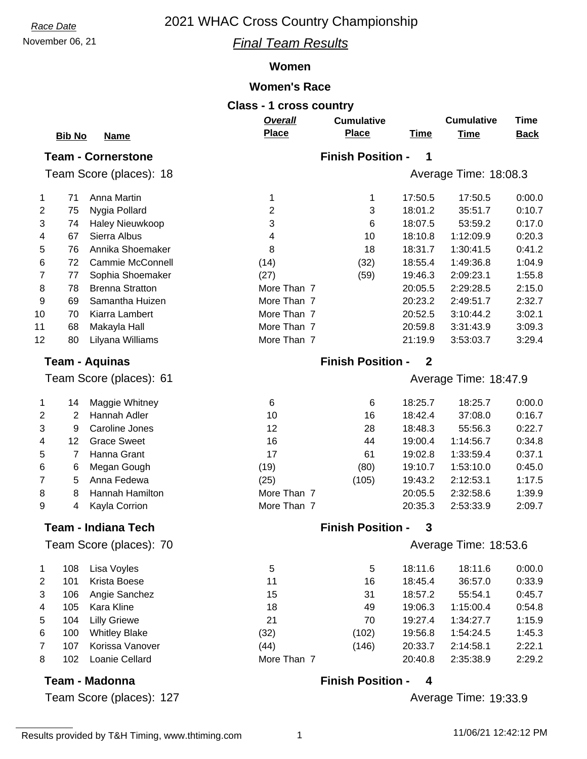Race Date

November 06, 21

# 2021 WHAC Cross Country Championship

## Final Team Results

### Women

### Women's Race

### Class - 1 cross country

### Team - Cornerstone

Finish Position - 1

Team Score (places): 18

Average Time: 18:08.3

| | Bib No | Name | Overall Place | Cumulative Place | Time | Cumulative Time | Time Back |
|---|---|---|---|---|---|---|---|
| 1 | 71 | Anna Martin | 1 | 1 | 17:50.5 | 17:50.5 | 0:00.0 |
| 2 | 75 | Nygia Pollard | 2 | 3 | 18:01.2 | 35:51.7 | 0:10.7 |
| 3 | 74 | Haley Nieuwkoop | 3 | 6 | 18:07.5 | 53:59.2 | 0:17.0 |
| 4 | 67 | Sierra Albus | 4 | 10 | 18:10.8 | 1:12:09.9 | 0:20.3 |
| 5 | 76 | Annika Shoemaker | 8 | 18 | 18:31.7 | 1:30:41.5 | 0:41.2 |
| 6 | 72 | Cammie McConnell | (14) | (32) | 18:55.4 | 1:49:36.8 | 1:04.9 |
| 7 | 77 | Sophia Shoemaker | (27) | (59) | 19:46.3 | 2:09:23.1 | 1:55.8 |
| 8 | 78 | Brenna Stratton | More Than 7 | | 20:05.5 | 2:29:28.5 | 2:15.0 |
| 9 | 69 | Samantha Huizen | More Than 7 | | 20:23.2 | 2:49:51.7 | 2:32.7 |
| 10 | 70 | Kiarra Lambert | More Than 7 | | 20:52.5 | 3:10:44.2 | 3:02.1 |
| 11 | 68 | Makayla Hall | More Than 7 | | 20:59.8 | 3:31:43.9 | 3:09.3 |
| 12 | 80 | Lilyana Williams | More Than 7 | | 21:19.9 | 3:53:03.7 | 3:29.4 |

### Team - Aquinas

Finish Position - 2

Team Score (places): 61

Average Time: 18:47.9

| | Bib No | Name | Overall Place | Cumulative Place | Time | Cumulative Time | Time Back |
|---|---|---|---|---|---|---|---|
| 1 | 14 | Maggie Whitney | 6 | 6 | 18:25.7 | 18:25.7 | 0:00.0 |
| 2 | 2 | Hannah Adler | 10 | 16 | 18:42.4 | 37:08.0 | 0:16.7 |
| 3 | 9 | Caroline Jones | 12 | 28 | 18:48.3 | 55:56.3 | 0:22.7 |
| 4 | 12 | Grace Sweet | 16 | 44 | 19:00.4 | 1:14:56.7 | 0:34.8 |
| 5 | 7 | Hanna Grant | 17 | 61 | 19:02.8 | 1:33:59.4 | 0:37.1 |
| 6 | 6 | Megan Gough | (19) | (80) | 19:10.7 | 1:53:10.0 | 0:45.0 |
| 7 | 5 | Anna Fedewa | (25) | (105) | 19:43.2 | 2:12:53.1 | 1:17.5 |
| 8 | 8 | Hannah Hamilton | More Than 7 | | 20:05.5 | 2:32:58.6 | 1:39.9 |
| 9 | 4 | Kayla Corrion | More Than 7 | | 20:35.3 | 2:53:33.9 | 2:09.7 |

### Team - Indiana Tech

Finish Position - 3

Team Score (places): 70

Average Time: 18:53.6

| | Bib No | Name | Overall Place | Cumulative Place | Time | Cumulative Time | Time Back |
|---|---|---|---|---|---|---|---|
| 1 | 108 | Lisa Voyles | 5 | 5 | 18:11.6 | 18:11.6 | 0:00.0 |
| 2 | 101 | Krista Boese | 11 | 16 | 18:45.4 | 36:57.0 | 0:33.9 |
| 3 | 106 | Angie Sanchez | 15 | 31 | 18:57.2 | 55:54.1 | 0:45.7 |
| 4 | 105 | Kara Kline | 18 | 49 | 19:06.3 | 1:15:00.4 | 0:54.8 |
| 5 | 104 | Lilly Griewe | 21 | 70 | 19:27.4 | 1:34:27.7 | 1:15.9 |
| 6 | 100 | Whitley Blake | (32) | (102) | 19:56.8 | 1:54:24.5 | 1:45.3 |
| 7 | 107 | Korissa Vanover | (44) | (146) | 20:33.7 | 2:14:58.1 | 2:22.1 |
| 8 | 102 | Loanie Cellard | More Than 7 | | 20:40.8 | 2:35:38.9 | 2:29.2 |

### Team - Madonna

Finish Position - 4

Team Score (places): 127

Average Time: 19:33.9

Results provided by T&H Timing, www.thtiming.com

11/06/21 12:42:12 PM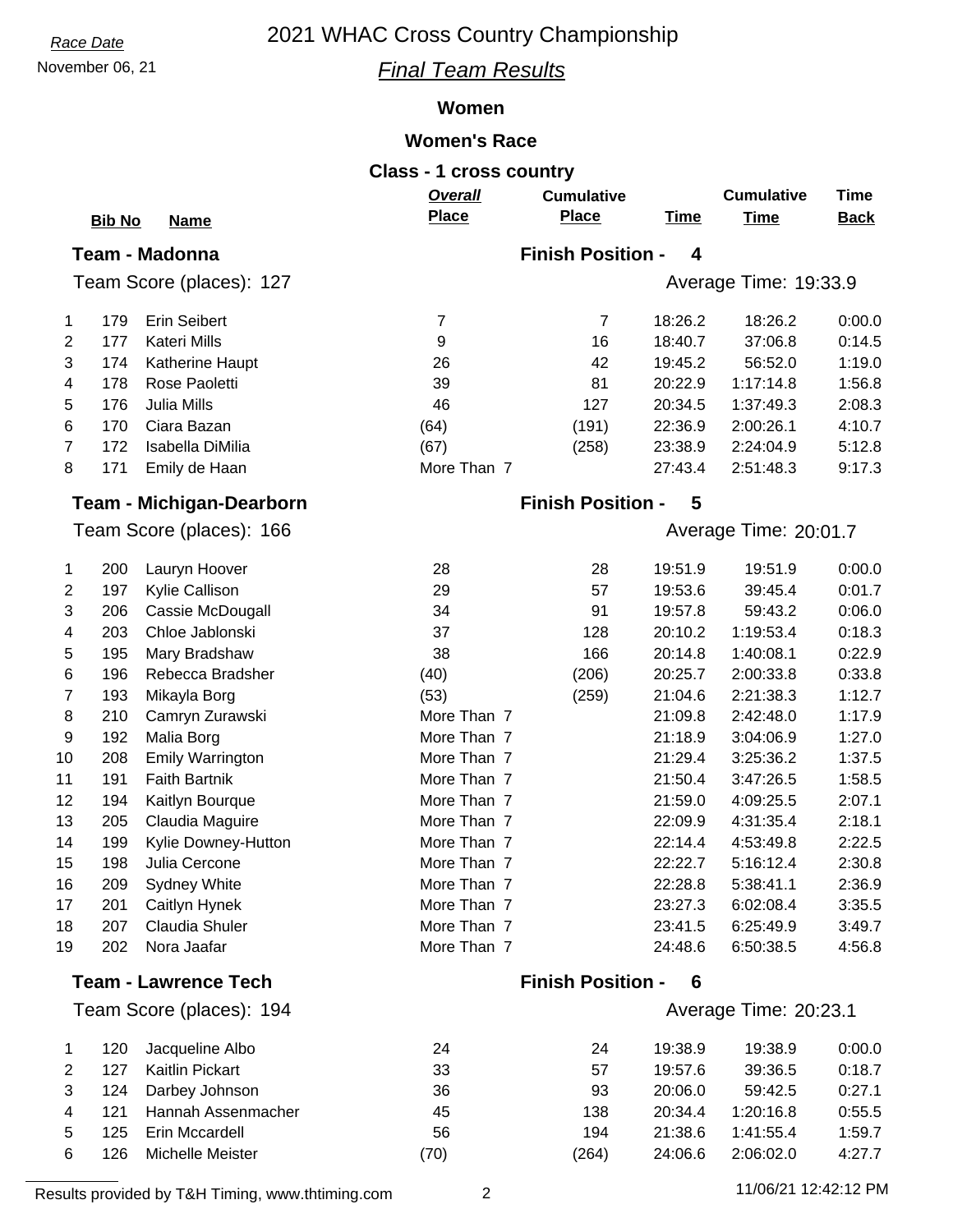*Race Date*

November 06, 21

# 2021 WHAC Cross Country Championship

## *Final Team Results*

### Women

### Women's Race

### Class - 1 cross country

**Team - Madonna** — **Finish Position - 4**

Team Score (places): 127 — Average Time: 19:33.9

| | Bib No | Name | Overall Place | Cumulative Place | Time | Cumulative Time | Time Back |
|---|---|---|---|---|---|---|---|
| 1 | 179 | Erin Seibert | 7 | 7 | 18:26.2 | 18:26.2 | 0:00.0 |
| 2 | 177 | Kateri Mills | 9 | 16 | 18:40.7 | 37:06.8 | 0:14.5 |
| 3 | 174 | Katherine Haupt | 26 | 42 | 19:45.2 | 56:52.0 | 1:19.0 |
| 4 | 178 | Rose Paoletti | 39 | 81 | 20:22.9 | 1:17:14.8 | 1:56.8 |
| 5 | 176 | Julia Mills | 46 | 127 | 20:34.5 | 1:37:49.3 | 2:08.3 |
| 6 | 170 | Ciara Bazan | (64) | (191) | 22:36.9 | 2:00:26.1 | 4:10.7 |
| 7 | 172 | Isabella DiMilia | (67) | (258) | 23:38.9 | 2:24:04.9 | 5:12.8 |
| 8 | 171 | Emily de Haan | More Than 7 | | 27:43.4 | 2:51:48.3 | 9:17.3 |

**Team - Michigan-Dearborn** — **Finish Position - 5**

Team Score (places): 166 — Average Time: 20:01.7

| | Bib No | Name | Overall Place | Cumulative Place | Time | Cumulative Time | Time Back |
|---|---|---|---|---|---|---|---|
| 1 | 200 | Lauryn Hoover | 28 | 28 | 19:51.9 | 19:51.9 | 0:00.0 |
| 2 | 197 | Kylie Callison | 29 | 57 | 19:53.6 | 39:45.4 | 0:01.7 |
| 3 | 206 | Cassie McDougall | 34 | 91 | 19:57.8 | 59:43.2 | 0:06.0 |
| 4 | 203 | Chloe Jablonski | 37 | 128 | 20:10.2 | 1:19:53.4 | 0:18.3 |
| 5 | 195 | Mary Bradshaw | 38 | 166 | 20:14.8 | 1:40:08.1 | 0:22.9 |
| 6 | 196 | Rebecca Bradsher | (40) | (206) | 20:25.7 | 2:00:33.8 | 0:33.8 |
| 7 | 193 | Mikayla Borg | (53) | (259) | 21:04.6 | 2:21:38.3 | 1:12.7 |
| 8 | 210 | Camryn Zurawski | More Than 7 | | 21:09.8 | 2:42:48.0 | 1:17.9 |
| 9 | 192 | Malia Borg | More Than 7 | | 21:18.9 | 3:04:06.9 | 1:27.0 |
| 10 | 208 | Emily Warrington | More Than 7 | | 21:29.4 | 3:25:36.2 | 1:37.5 |
| 11 | 191 | Faith Bartnik | More Than 7 | | 21:50.4 | 3:47:26.5 | 1:58.5 |
| 12 | 194 | Kaitlyn Bourque | More Than 7 | | 21:59.0 | 4:09:25.5 | 2:07.1 |
| 13 | 205 | Claudia Maguire | More Than 7 | | 22:09.9 | 4:31:35.4 | 2:18.1 |
| 14 | 199 | Kylie Downey-Hutton | More Than 7 | | 22:14.4 | 4:53:49.8 | 2:22.5 |
| 15 | 198 | Julia Cercone | More Than 7 | | 22:22.7 | 5:16:12.4 | 2:30.8 |
| 16 | 209 | Sydney White | More Than 7 | | 22:28.8 | 5:38:41.1 | 2:36.9 |
| 17 | 201 | Caitlyn Hynek | More Than 7 | | 23:27.3 | 6:02:08.4 | 3:35.5 |
| 18 | 207 | Claudia Shuler | More Than 7 | | 23:41.5 | 6:25:49.9 | 3:49.7 |
| 19 | 202 | Nora Jaafar | More Than 7 | | 24:48.6 | 6:50:38.5 | 4:56.8 |

**Team - Lawrence Tech** — **Finish Position - 6**

Team Score (places): 194 — Average Time: 20:23.1

| | Bib No | Name | Overall Place | Cumulative Place | Time | Cumulative Time | Time Back |
|---|---|---|---|---|---|---|---|
| 1 | 120 | Jacqueline Albo | 24 | 24 | 19:38.9 | 19:38.9 | 0:00.0 |
| 2 | 127 | Kaitlin Pickart | 33 | 57 | 19:57.6 | 39:36.5 | 0:18.7 |
| 3 | 124 | Darbey Johnson | 36 | 93 | 20:06.0 | 59:42.5 | 0:27.1 |
| 4 | 121 | Hannah Assenmacher | 45 | 138 | 20:34.4 | 1:20:16.8 | 0:55.5 |
| 5 | 125 | Erin Mccardell | 56 | 194 | 21:38.6 | 1:41:55.4 | 1:59.7 |
| 6 | 126 | Michelle Meister | (70) | (264) | 24:06.6 | 2:06:02.0 | 4:27.7 |

Results provided by T&H Timing, www.thtiming.com — 11/06/21 12:42:12 PM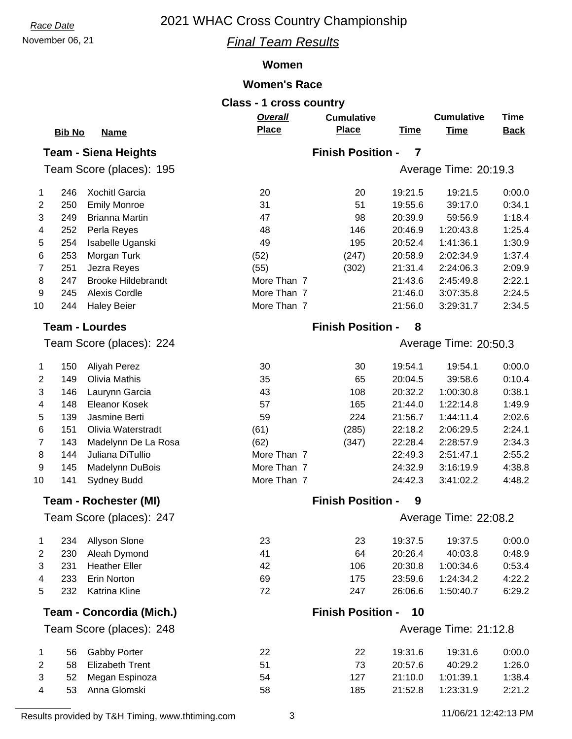# 2021 WHAC Cross Country Championship

*Race Date*
November 06, 21

## *Final Team Results*

### Women

### Women's Race

### Class - 1 cross country

### Team - Siena Heights

Finish Position - 7

Team Score (places): 195

Average Time: 20:19.3

| | Bib No | Name | Overall Place | Cumulative Place | Time | Cumulative Time | Time Back |
|---|---|---|---|---|---|---|---|
| 1 | 246 | Xochitl Garcia | 20 | 20 | 19:21.5 | 19:21.5 | 0:00.0 |
| 2 | 250 | Emily Monroe | 31 | 51 | 19:55.6 | 39:17.0 | 0:34.1 |
| 3 | 249 | Brianna Martin | 47 | 98 | 20:39.9 | 59:56.9 | 1:18.4 |
| 4 | 252 | Perla Reyes | 48 | 146 | 20:46.9 | 1:20:43.8 | 1:25.4 |
| 5 | 254 | Isabelle Uganski | 49 | 195 | 20:52.4 | 1:41:36.1 | 1:30.9 |
| 6 | 253 | Morgan Turk | (52) | (247) | 20:58.9 | 2:02:34.9 | 1:37.4 |
| 7 | 251 | Jezra Reyes | (55) | (302) | 21:31.4 | 2:24:06.3 | 2:09.9 |
| 8 | 247 | Brooke Hildebrandt | More Than 7 | | 21:43.6 | 2:45:49.8 | 2:22.1 |
| 9 | 245 | Alexis Cordle | More Than 7 | | 21:46.0 | 3:07:35.8 | 2:24.5 |
| 10 | 244 | Haley Beier | More Than 7 | | 21:56.0 | 3:29:31.7 | 2:34.5 |

### Team - Lourdes

Finish Position - 8

Team Score (places): 224

Average Time: 20:50.3

| | Bib No | Name | Overall Place | Cumulative Place | Time | Cumulative Time | Time Back |
|---|---|---|---|---|---|---|---|
| 1 | 150 | Aliyah Perez | 30 | 30 | 19:54.1 | 19:54.1 | 0:00.0 |
| 2 | 149 | Olivia Mathis | 35 | 65 | 20:04.5 | 39:58.6 | 0:10.4 |
| 3 | 146 | Laurynn Garcia | 43 | 108 | 20:32.2 | 1:00:30.8 | 0:38.1 |
| 4 | 148 | Eleanor Kosek | 57 | 165 | 21:44.0 | 1:22:14.8 | 1:49.9 |
| 5 | 139 | Jasmine Berti | 59 | 224 | 21:56.7 | 1:44:11.4 | 2:02.6 |
| 6 | 151 | Olivia Waterstradt | (61) | (285) | 22:18.2 | 2:06:29.5 | 2:24.1 |
| 7 | 143 | Madelynn De La Rosa | (62) | (347) | 22:28.4 | 2:28:57.9 | 2:34.3 |
| 8 | 144 | Juliana DiTullio | More Than 7 | | 22:49.3 | 2:51:47.1 | 2:55.2 |
| 9 | 145 | Madelynn DuBois | More Than 7 | | 24:32.9 | 3:16:19.9 | 4:38.8 |
| 10 | 141 | Sydney Budd | More Than 7 | | 24:42.3 | 3:41:02.2 | 4:48.2 |

### Team - Rochester (MI)

Finish Position - 9

Team Score (places): 247

Average Time: 22:08.2

| | Bib No | Name | Overall Place | Cumulative Place | Time | Cumulative Time | Time Back |
|---|---|---|---|---|---|---|---|
| 1 | 234 | Allyson Slone | 23 | 23 | 19:37.5 | 19:37.5 | 0:00.0 |
| 2 | 230 | Aleah Dymond | 41 | 64 | 20:26.4 | 40:03.8 | 0:48.9 |
| 3 | 231 | Heather Eller | 42 | 106 | 20:30.8 | 1:00:34.6 | 0:53.4 |
| 4 | 233 | Erin Norton | 69 | 175 | 23:59.6 | 1:24:34.2 | 4:22.2 |
| 5 | 232 | Katrina Kline | 72 | 247 | 26:06.6 | 1:50:40.7 | 6:29.2 |

### Team - Concordia (Mich.)

Finish Position - 10

Team Score (places): 248

Average Time: 21:12.8

| | Bib No | Name | Overall Place | Cumulative Place | Time | Cumulative Time | Time Back |
|---|---|---|---|---|---|---|---|
| 1 | 56 | Gabby Porter | 22 | 22 | 19:31.6 | 19:31.6 | 0:00.0 |
| 2 | 58 | Elizabeth Trent | 51 | 73 | 20:57.6 | 40:29.2 | 1:26.0 |
| 3 | 52 | Megan Espinoza | 54 | 127 | 21:10.0 | 1:01:39.1 | 1:38.4 |
| 4 | 53 | Anna Glomski | 58 | 185 | 21:52.8 | 1:23:31.9 | 2:21.2 |

Results provided by T&H Timing, www.thtiming.com

11/06/21 12:42:13 PM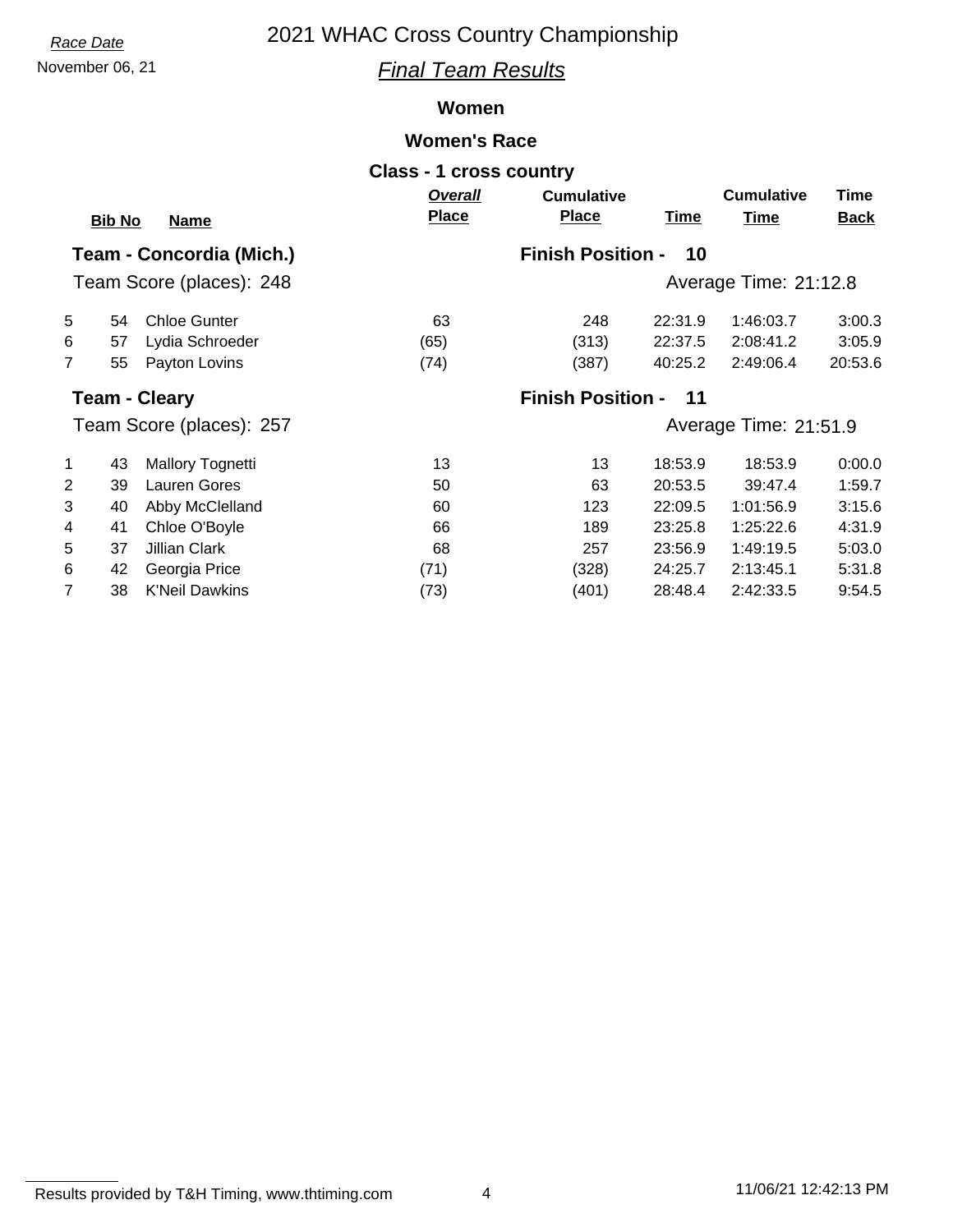*Race Date*

November 06, 21

# 2021 WHAC Cross Country Championship

## *Final Team Results*

### Women

### Women's Race

### Class - 1 cross country

| | Bib No | Name | Overall Place | Cumulative Place | Time | Cumulative Time | Time Back |
|---|---|---|---|---|---|---|---|
| **Team - Concordia (Mich.)** | | | | **Finish Position - 10** | | | |
| Team Score (places): 248 | | | | | | Average Time: 21:12.8 | |
| 5 | 54 | Chloe Gunter | 63 | 248 | 22:31.9 | 1:46:03.7 | 3:00.3 |
| 6 | 57 | Lydia Schroeder | (65) | (313) | 22:37.5 | 2:08:41.2 | 3:05.9 |
| 7 | 55 | Payton Lovins | (74) | (387) | 40:25.2 | 2:49:06.4 | 20:53.6 |
| **Team - Cleary** | | | | **Finish Position - 11** | | | |
| Team Score (places): 257 | | | | | | Average Time: 21:51.9 | |
| 1 | 43 | Mallory Tognetti | 13 | 13 | 18:53.9 | 18:53.9 | 0:00.0 |
| 2 | 39 | Lauren Gores | 50 | 63 | 20:53.5 | 39:47.4 | 1:59.7 |
| 3 | 40 | Abby McClelland | 60 | 123 | 22:09.5 | 1:01:56.9 | 3:15.6 |
| 4 | 41 | Chloe O'Boyle | 66 | 189 | 23:25.8 | 1:25:22.6 | 4:31.9 |
| 5 | 37 | Jillian Clark | 68 | 257 | 23:56.9 | 1:49:19.5 | 5:03.0 |
| 6 | 42 | Georgia Price | (71) | (328) | 24:25.7 | 2:13:45.1 | 5:31.8 |
| 7 | 38 | K'Neil Dawkins | (73) | (401) | 28:48.4 | 2:42:33.5 | 9:54.5 |

Results provided by T&H Timing, www.thtiming.com

11/06/21 12:42:13 PM